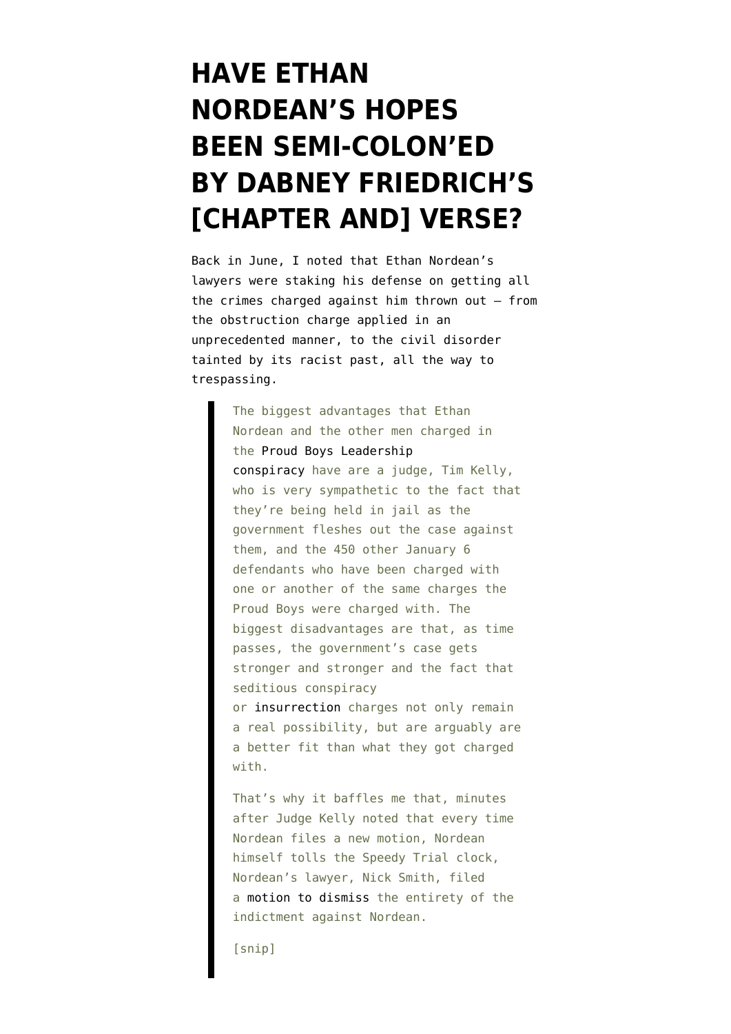# HAVE ETHAN NORDEAN'S HOPES BEEN SEMI-COLON'ED BY DABNEY FRIEDRICH'S [CHAPTER AND] VERSE?

Back in June, I noted that Ethan Nordean's lawyers were staking his defense on getting all the crimes charged against him thrown out — from the obstruction charge applied in an unprecedented manner, to the civil disorder tainted by its racist past, all the way to trespassing.

> The biggest advantages that Ethan Nordean and the other men charged in the Proud Boys Leadership conspiracy have are a judge, Tim Kelly, who is very sympathetic to the fact that they're being held in jail as the government fleshes out the case against them, and the 450 other January 6 defendants who have been charged with one or another of the same charges the Proud Boys were charged with. The biggest disadvantages are that, as time passes, the government's case gets stronger and stronger and the fact that seditious conspiracy or insurrection charges not only remain a real possibility, but are arguably are a better fit than what they got charged with.
>
> That's why it baffles me that, minutes after Judge Kelly noted that every time Nordean files a new motion, Nordean himself tolls the Speedy Trial clock, Nordean's lawyer, Nick Smith, filed a motion to dismiss the entirety of the indictment against Nordean.
>
> [snip]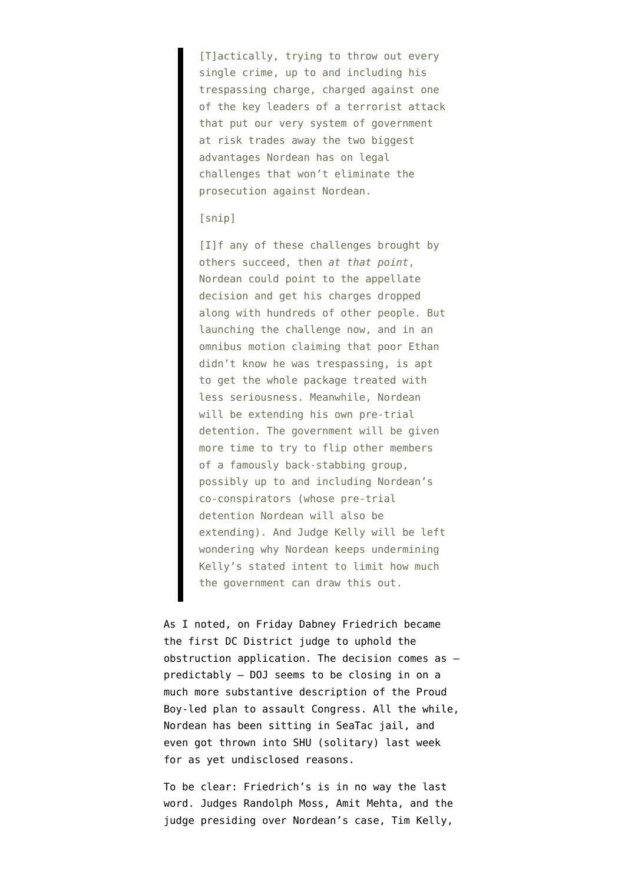> [T]actically, trying to throw out every single crime, up to and including his trespassing charge, charged against one of the key leaders of a terrorist attack that put our very system of government at risk trades away the two biggest advantages Nordean has on legal challenges that won't eliminate the prosecution against Nordean.
>
> [snip]
>
> [I]f any of these challenges brought by others succeed, then *at that point*, Nordean could point to the appellate decision and get his charges dropped along with hundreds of other people. But launching the challenge now, and in an omnibus motion claiming that poor Ethan didn't know he was trespassing, is apt to get the whole package treated with less seriousness. Meanwhile, Nordean will be extending his own pre-trial detention. The government will be given more time to try to flip other members of a famously back-stabbing group, possibly up to and including Nordean's co-conspirators (whose pre-trial detention Nordean will also be extending). And Judge Kelly will be left wondering why Nordean keeps undermining Kelly's stated intent to limit how much the government can draw this out.

As I noted, on Friday Dabney Friedrich became the first DC District judge to uphold the obstruction application. The decision comes as — predictably — DOJ seems to be closing in on a much more substantive description of the Proud Boy-led plan to assault Congress. All the while, Nordean has been sitting in SeaTac jail, and even got thrown into SHU (solitary) last week for as yet undisclosed reasons.

To be clear: Friedrich's is in no way the last word. Judges Randolph Moss, Amit Mehta, and the judge presiding over Nordean's case, Tim Kelly,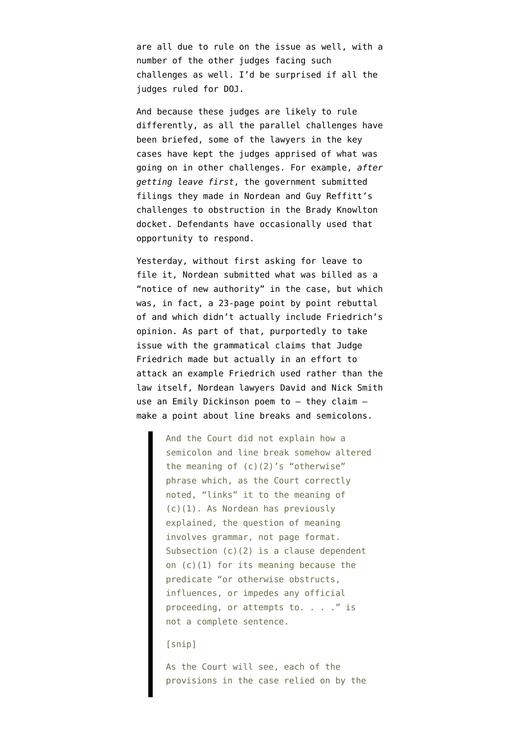are all due to rule on the issue as well, with a number of the other judges facing such challenges as well. I'd be surprised if all the judges ruled for DOJ.

And because these judges are likely to rule differently, as all the parallel challenges have been briefed, some of the lawyers in the key cases have kept the judges apprised of what was going on in other challenges. For example, *after getting leave first*, the government submitted filings they made in Nordean and Guy Reffitt's challenges to obstruction in the Brady Knowlton docket. Defendants have occasionally used that opportunity to respond.

Yesterday, without first asking for leave to file it, Nordean submitted what was billed as a "notice of new authority" in the case, but which was, in fact, a 23-page point by point rebuttal of and which didn't actually include Friedrich's opinion. As part of that, purportedly to take issue with the grammatical claims that Judge Friedrich made but actually in an effort to attack an example Friedrich used rather than the law itself, Nordean lawyers David and Nick Smith use an Emily Dickinson poem to — they claim — make a point about line breaks and semicolons.

> And the Court did not explain how a semicolon and line break somehow altered the meaning of (c)(2)'s "otherwise" phrase which, as the Court correctly noted, "links" it to the meaning of (c)(1). As Nordean has previously explained, the question of meaning involves grammar, not page format. Subsection (c)(2) is a clause dependent on (c)(1) for its meaning because the predicate "or otherwise obstructs, influences, or impedes any official proceeding, or attempts to. . . ." is not a complete sentence.
>
> [snip]
>
> As the Court will see, each of the provisions in the case relied on by the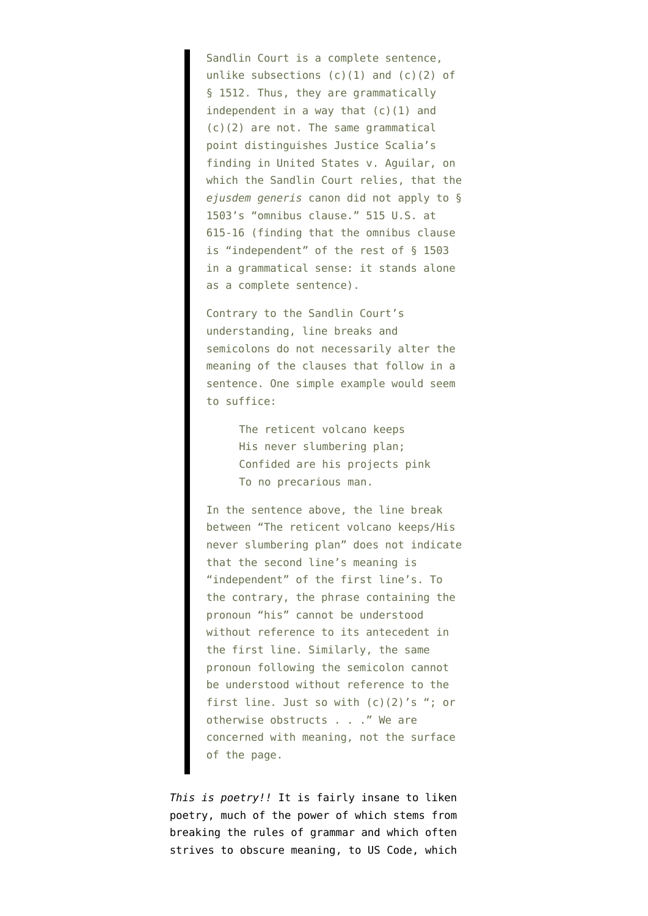> Sandlin Court is a complete sentence, unlike subsections (c)(1) and (c)(2) of § 1512. Thus, they are grammatically independent in a way that (c)(1) and (c)(2) are not. The same grammatical point distinguishes Justice Scalia's finding in United States v. Aguilar, on which the Sandlin Court relies, that the *ejusdem generis* canon did not apply to § 1503's "omnibus clause." 515 U.S. at 615-16 (finding that the omnibus clause is "independent" of the rest of § 1503 in a grammatical sense: it stands alone as a complete sentence).
>
> Contrary to the Sandlin Court's understanding, line breaks and semicolons do not necessarily alter the meaning of the clauses that follow in a sentence. One simple example would seem to suffice:
>
> > The reticent volcano keeps
> > His never slumbering plan;
> > Confided are his projects pink
> > To no precarious man.
>
> In the sentence above, the line break between "The reticent volcano keeps/His never slumbering plan" does not indicate that the second line's meaning is "independent" of the first line's. To the contrary, the phrase containing the pronoun "his" cannot be understood without reference to its antecedent in the first line. Similarly, the same pronoun following the semicolon cannot be understood without reference to the first line. Just so with (c)(2)'s "; or otherwise obstructs . . ." We are concerned with meaning, not the surface of the page.

*This is poetry!!* It is fairly insane to liken poetry, much of the power of which stems from breaking the rules of grammar and which often strives to obscure meaning, to US Code, which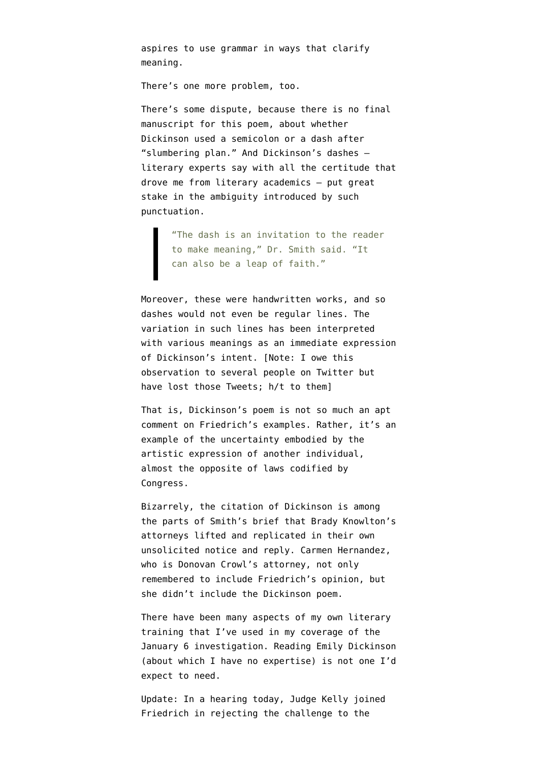aspires to use grammar in ways that clarify meaning.

There's one more problem, too.

There's some dispute, because there is no final manuscript for this poem, about whether Dickinson used a semicolon or a dash after "slumbering plan." And Dickinson's dashes — literary experts say with all the certitude that drove me from literary academics — put great stake in the ambiguity introduced by such punctuation.

> "The dash is an invitation to the reader to make meaning," Dr. Smith said. "It can also be a leap of faith."

Moreover, these were handwritten works, and so dashes would not even be regular lines. The variation in such lines has been interpreted with various meanings as an immediate expression of Dickinson's intent. [Note: I owe this observation to several people on Twitter but have lost those Tweets; h/t to them]

That is, Dickinson's poem is not so much an apt comment on Friedrich's examples. Rather, it's an example of the uncertainty embodied by the artistic expression of another individual, almost the opposite of laws codified by Congress.

Bizarrely, the citation of Dickinson is among the parts of Smith's brief that Brady Knowlton's attorneys lifted and replicated in their own unsolicited notice and reply. Carmen Hernandez, who is Donovan Crowl's attorney, not only remembered to include Friedrich's opinion, but she didn't include the Dickinson poem.

There have been many aspects of my own literary training that I've used in my coverage of the January 6 investigation. Reading Emily Dickinson (about which I have no expertise) is not one I'd expect to need.

Update: In a hearing today, Judge Kelly joined Friedrich in rejecting the challenge to the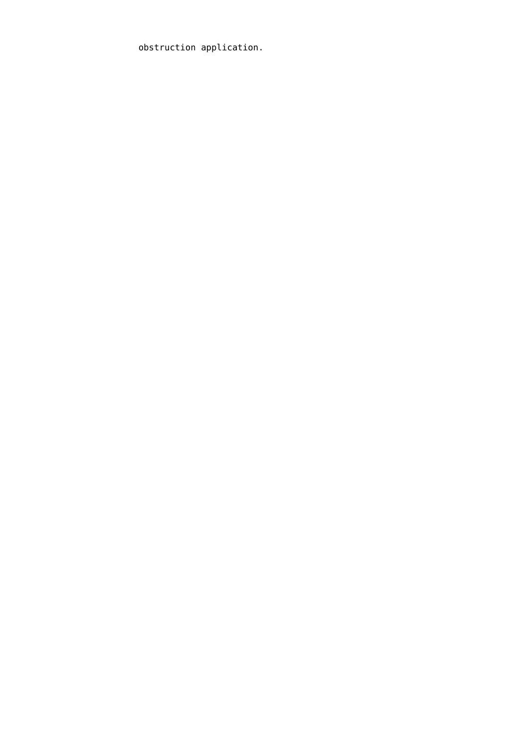obstruction application.